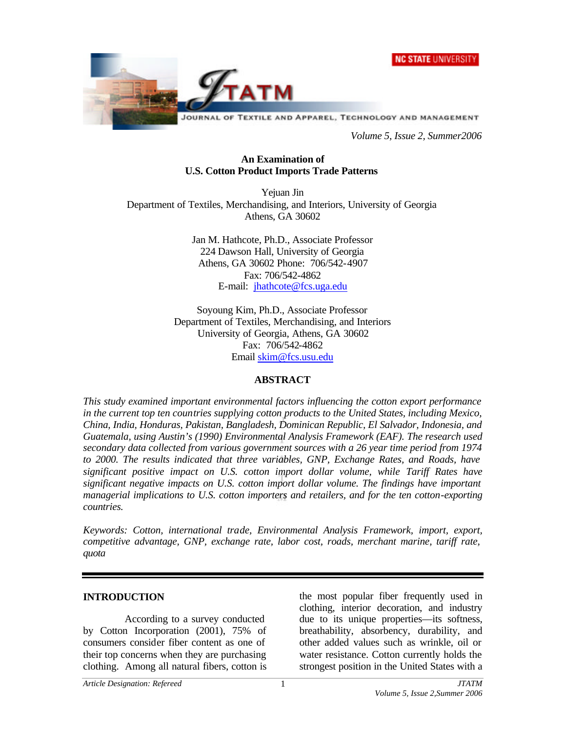# An Examination of U.S. Cotton Product Imports Trade Patterns

Yejuan Jin
Department of Textiles, Merchandising, and Interiors, University of Georgia
Athens, GA 30602

Jan M. Hathcote, Ph.D., Associate Professor
224 Dawson Hall, University of Georgia
Athens, GA 30602 Phone: 706/542-4907
Fax: 706/542-4862
E-mail: jhathcote@fcs.uga.edu

Soyoung Kim, Ph.D., Associate Professor
Department of Textiles, Merchandising, and Interiors
University of Georgia, Athens, GA 30602
Fax: 706/542-4862
Email skim@fcs.usu.edu

## ABSTRACT

*This study examined important environmental factors influencing the cotton export performance in the current top ten countries supplying cotton products to the United States, including Mexico, China, India, Honduras, Pakistan, Bangladesh, Dominican Republic, El Salvador, Indonesia, and Guatemala, using Austin's (1990) Environmental Analysis Framework (EAF). The research used secondary data collected from various government sources with a 26 year time period from 1974 to 2000. The results indicated that three variables, GNP, Exchange Rates, and Roads, have significant positive impact on U.S. cotton import dollar volume, while Tariff Rates have significant negative impacts on U.S. cotton import dollar volume. The findings have important managerial implications to U.S. cotton importers and retailers, and for the ten cotton-exporting countries.*

*Keywords: Cotton, international trade, Environmental Analysis Framework, import, export, competitive advantage, GNP, exchange rate, labor cost, roads, merchant marine, tariff rate, quota*

## INTRODUCTION

According to a survey conducted by Cotton Incorporation (2001), 75% of consumers consider fiber content as one of their top concerns when they are purchasing clothing. Among all natural fibers, cotton is the most popular fiber frequently used in clothing, interior decoration, and industry due to its unique properties—its softness, breathability, absorbency, durability, and other added values such as wrinkle, oil or water resistance. Cotton currently holds the strongest position in the United States with a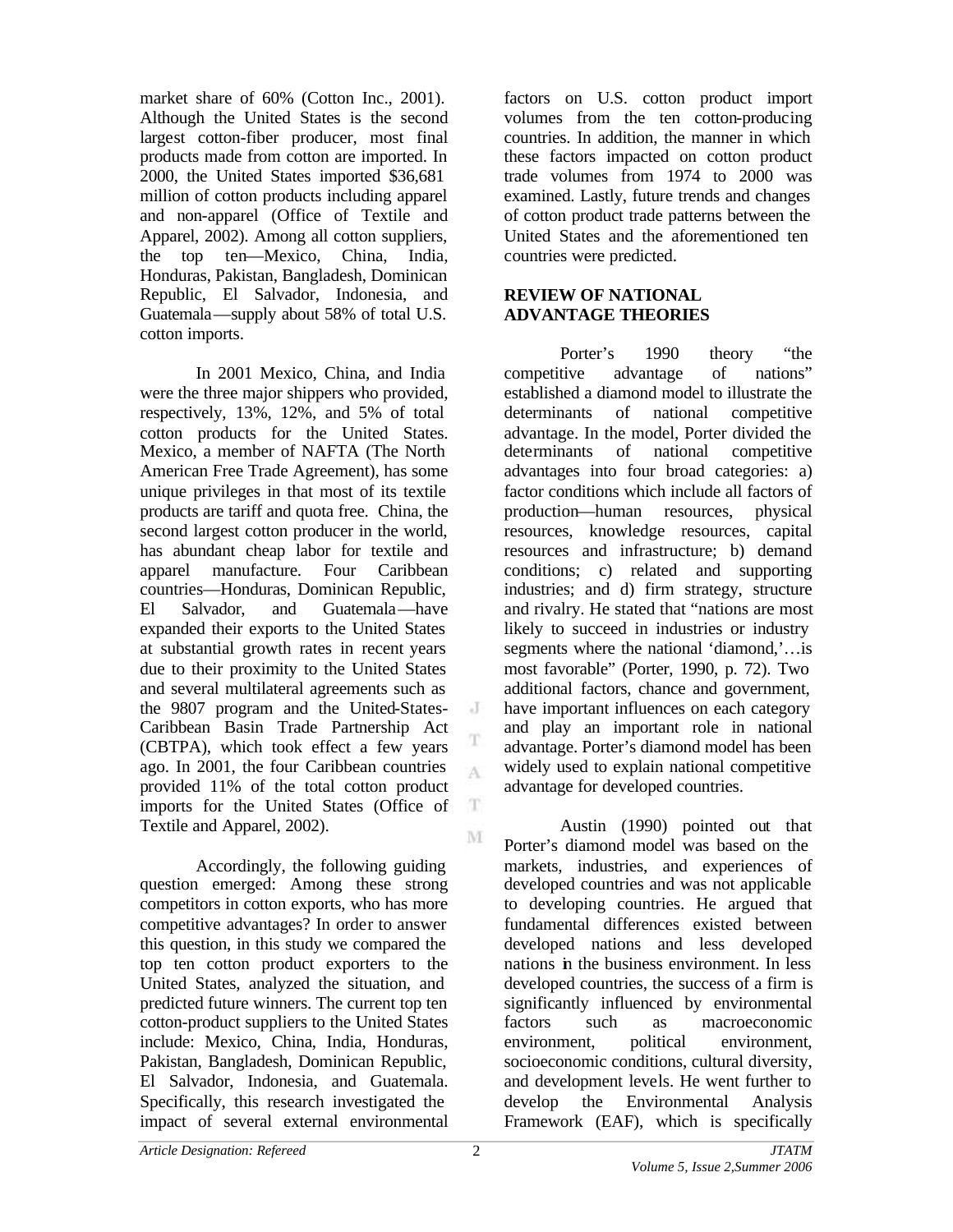market share of 60% (Cotton Inc., 2001). Although the United States is the second largest cotton-fiber producer, most final products made from cotton are imported. In 2000, the United States imported $36,681 million of cotton products including apparel and non-apparel (Office of Textile and Apparel, 2002). Among all cotton suppliers, the top ten—Mexico, China, India, Honduras, Pakistan, Bangladesh, Dominican Republic, El Salvador, Indonesia, and Guatemala—supply about 58% of total U.S. cotton imports.

In 2001 Mexico, China, and India were the three major shippers who provided, respectively, 13%, 12%, and 5% of total cotton products for the United States. Mexico, a member of NAFTA (The North American Free Trade Agreement), has some unique privileges in that most of its textile products are tariff and quota free. China, the second largest cotton producer in the world, has abundant cheap labor for textile and apparel manufacture. Four Caribbean countries—Honduras, Dominican Republic, El Salvador, and Guatemala—have expanded their exports to the United States at substantial growth rates in recent years due to their proximity to the United States and several multilateral agreements such as the 9807 program and the United-States-Caribbean Basin Trade Partnership Act (CBTPA), which took effect a few years ago. In 2001, the four Caribbean countries provided 11% of the total cotton product imports for the United States (Office of Textile and Apparel, 2002).

Accordingly, the following guiding question emerged: Among these strong competitors in cotton exports, who has more competitive advantages? In order to answer this question, in this study we compared the top ten cotton product exporters to the United States, analyzed the situation, and predicted future winners. The current top ten cotton-product suppliers to the United States include: Mexico, China, India, Honduras, Pakistan, Bangladesh, Dominican Republic, El Salvador, Indonesia, and Guatemala. Specifically, this research investigated the impact of several external environmental factors on U.S. cotton product import volumes from the ten cotton-producing countries. In addition, the manner in which these factors impacted on cotton product trade volumes from 1974 to 2000 was examined. Lastly, future trends and changes of cotton product trade patterns between the United States and the aforementioned ten countries were predicted.

## REVIEW OF NATIONAL ADVANTAGE THEORIES

Porter's 1990 theory "the competitive advantage of nations" established a diamond model to illustrate the determinants of national competitive advantage. In the model, Porter divided the determinants of national competitive advantages into four broad categories: a) factor conditions which include all factors of production—human resources, physical resources, knowledge resources, capital resources and infrastructure; b) demand conditions; c) related and supporting industries; and d) firm strategy, structure and rivalry. He stated that "nations are most likely to succeed in industries or industry segments where the national 'diamond,'…is most favorable" (Porter, 1990, p. 72). Two additional factors, chance and government, have important influences on each category and play an important role in national advantage. Porter's diamond model has been widely used to explain national competitive advantage for developed countries.

Austin (1990) pointed out that Porter's diamond model was based on the markets, industries, and experiences of developed countries and was not applicable to developing countries. He argued that fundamental differences existed between developed nations and less developed nations in the business environment. In less developed countries, the success of a firm is significantly influenced by environmental factors such as macroeconomic environment, political environment, socioeconomic conditions, cultural diversity, and development levels. He went further to develop the Environmental Analysis Framework (EAF), which is specifically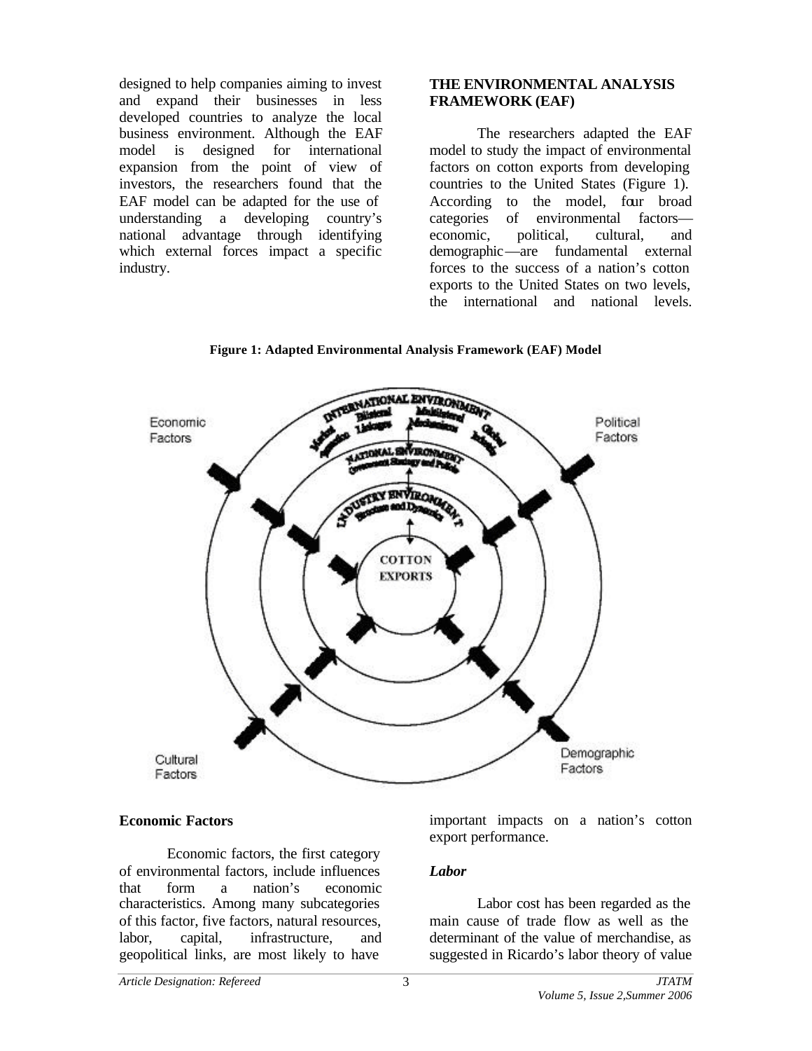designed to help companies aiming to invest and expand their businesses in less developed countries to analyze the local business environment. Although the EAF model is designed for international expansion from the point of view of investors, the researchers found that the EAF model can be adapted for the use of understanding a developing country's national advantage through identifying which external forces impact a specific industry.

## THE ENVIRONMENTAL ANALYSIS FRAMEWORK (EAF)

The researchers adapted the EAF model to study the impact of environmental factors on cotton exports from developing countries to the United States (Figure 1). According to the model, four broad categories of environmental factors—economic, political, cultural, and demographic—are fundamental external forces to the success of a nation's cotton exports to the United States on two levels, the international and national levels.

**Figure 1: Adapted Environmental Analysis Framework (EAF) Model**

### Economic Factors

Economic factors, the first category of environmental factors, include influences that form a nation's economic characteristics. Among many subcategories of this factor, five factors, natural resources, labor, capital, infrastructure, and geopolitical links, are most likely to have important impacts on a nation's cotton export performance.

#### *Labor*

Labor cost has been regarded as the main cause of trade flow as well as the determinant of the value of merchandise, as suggested in Ricardo's labor theory of value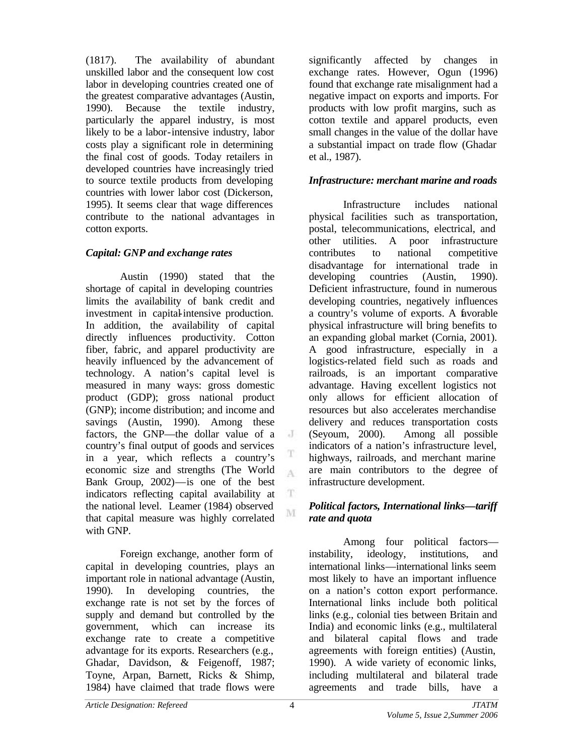(1817). The availability of abundant unskilled labor and the consequent low cost labor in developing countries created one of the greatest comparative advantages (Austin, 1990). Because the textile industry, particularly the apparel industry, is most likely to be a labor-intensive industry, labor costs play a significant role in determining the final cost of goods. Today retailers in developed countries have increasingly tried to source textile products from developing countries with lower labor cost (Dickerson, 1995). It seems clear that wage differences contribute to the national advantages in cotton exports.

### *Capital: GNP and exchange rates*

Austin (1990) stated that the shortage of capital in developing countries limits the availability of bank credit and investment in capital-intensive production. In addition, the availability of capital directly influences productivity. Cotton fiber, fabric, and apparel productivity are heavily influenced by the advancement of technology. A nation's capital level is measured in many ways: gross domestic product (GDP); gross national product (GNP); income distribution; and income and savings (Austin, 1990). Among these factors, the GNP—the dollar value of a country's final output of goods and services in a year, which reflects a country's economic size and strengths (The World Bank Group, 2002)—is one of the best indicators reflecting capital availability at the national level. Leamer (1984) observed that capital measure was highly correlated with GNP.

Foreign exchange, another form of capital in developing countries, plays an important role in national advantage (Austin, 1990). In developing countries, the exchange rate is not set by the forces of supply and demand but controlled by the government, which can increase its exchange rate to create a competitive advantage for its exports. Researchers (e.g., Ghadar, Davidson, & Feigenoff, 1987; Toyne, Arpan, Barnett, Ricks & Shimp, 1984) have claimed that trade flows were significantly affected by changes in exchange rates. However, Ogun (1996) found that exchange rate misalignment had a negative impact on exports and imports. For products with low profit margins, such as cotton textile and apparel products, even small changes in the value of the dollar have a substantial impact on trade flow (Ghadar et al., 1987).

### *Infrastructure: merchant marine and roads*

Infrastructure includes national physical facilities such as transportation, postal, telecommunications, electrical, and other utilities. A poor infrastructure contributes to national competitive disadvantage for international trade in developing countries (Austin, 1990). Deficient infrastructure, found in numerous developing countries, negatively influences a country's volume of exports. A favorable physical infrastructure will bring benefits to an expanding global market (Cornia, 2001). A good infrastructure, especially in a logistics-related field such as roads and railroads, is an important comparative advantage. Having excellent logistics not only allows for efficient allocation of resources but also accelerates merchandise delivery and reduces transportation costs (Seyoum, 2000). Among all possible indicators of a nation's infrastructure level, highways, railroads, and merchant marine are main contributors to the degree of infrastructure development.

### *Political factors, International links—tariff rate and quota*

Among four political factors—instability, ideology, institutions, and international links—international links seem most likely to have an important influence on a nation's cotton export performance. International links include both political links (e.g., colonial ties between Britain and India) and economic links (e.g., multilateral and bilateral capital flows and trade agreements with foreign entities) (Austin, 1990). A wide variety of economic links, including multilateral and bilateral trade agreements and trade bills, have a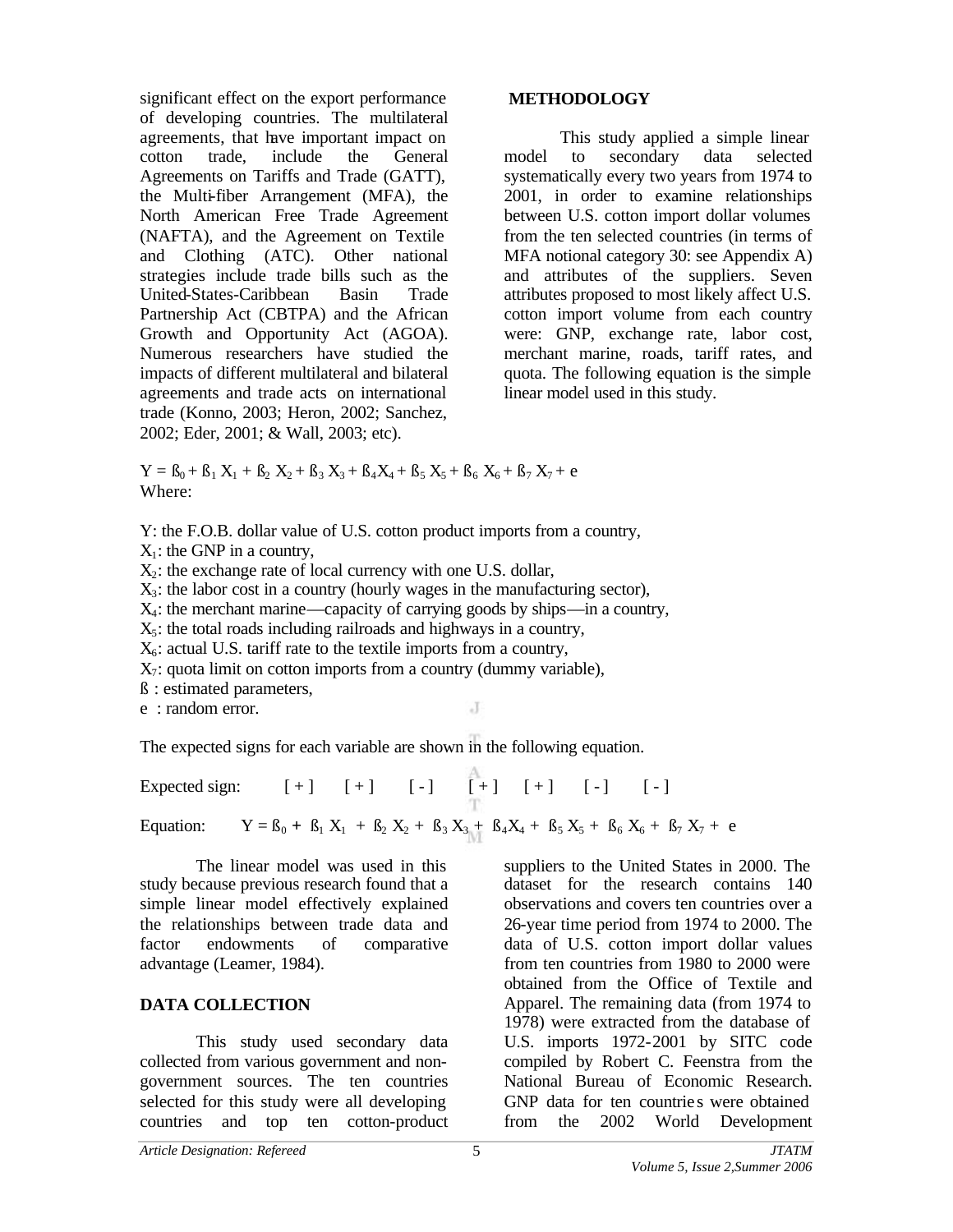significant effect on the export performance of developing countries. The multilateral agreements, that have important impact on cotton trade, include the General Agreements on Tariffs and Trade (GATT), the Multi-fiber Arrangement (MFA), the North American Free Trade Agreement (NAFTA), and the Agreement on Textile and Clothing (ATC). Other national strategies include trade bills such as the United-States-Caribbean Basin Trade Partnership Act (CBTPA) and the African Growth and Opportunity Act (AGOA). Numerous researchers have studied the impacts of different multilateral and bilateral agreements and trade acts on international trade (Konno, 2003; Heron, 2002; Sanchez, 2002; Eder, 2001; & Wall, 2003; etc).

## METHODOLOGY

This study applied a simple linear model to secondary data selected systematically every two years from 1974 to 2001, in order to examine relationships between U.S. cotton import dollar volumes from the ten selected countries (in terms of MFA notional category 30: see Appendix A) and attributes of the suppliers. Seven attributes proposed to most likely affect U.S. cotton import volume from each country were: GNP, exchange rate, labor cost, merchant marine, roads, tariff rates, and quota. The following equation is the simple linear model used in this study.

$$Y = \beta_0 + \beta_1 X_1 + \beta_2 X_2 + \beta_3 X_3 + \beta_4 X_4 + \beta_5 X_5 + \beta_6 X_6 + \beta_7 X_7 + e$$

Where:

$Y$: the F.O.B. dollar value of U.S. cotton product imports from a country,
$X_1$: the GNP in a country,
$X_2$: the exchange rate of local currency with one U.S. dollar,
$X_3$: the labor cost in a country (hourly wages in the manufacturing sector),
$X_4$: the merchant marine—capacity of carrying goods by ships—in a country,
$X_5$: the total roads including railroads and highways in a country,
$X_6$: actual U.S. tariff rate to the textile imports from a country,
$X_7$: quota limit on cotton imports from a country (dummy variable),
$\beta$ : estimated parameters,
$e$ : random error.

The expected signs for each variable are shown in the following equation.

Expected sign: [ + ] [ + ] [ - ] [ + ] [ + ] [ - ] [ - ]

Equation: $Y = \beta_0 + \beta_1 X_1 + \beta_2 X_2 + \beta_3 X_3 + \beta_4 X_4 + \beta_5 X_5 + \beta_6 X_6 + \beta_7 X_7 + e$

The linear model was used in this study because previous research found that a simple linear model effectively explained the relationships between trade data and factor endowments of comparative advantage (Leamer, 1984).

## DATA COLLECTION

This study used secondary data collected from various government and non-government sources. The ten countries selected for this study were all developing countries and top ten cotton-product suppliers to the United States in 2000. The dataset for the research contains 140 observations and covers ten countries over a 26-year time period from 1974 to 2000. The data of U.S. cotton import dollar values from ten countries from 1980 to 2000 were obtained from the Office of Textile and Apparel. The remaining data (from 1974 to 1978) were extracted from the database of U.S. imports 1972-2001 by SITC code compiled by Robert C. Feenstra from the National Bureau of Economic Research. GNP data for ten countries were obtained from the 2002 World Development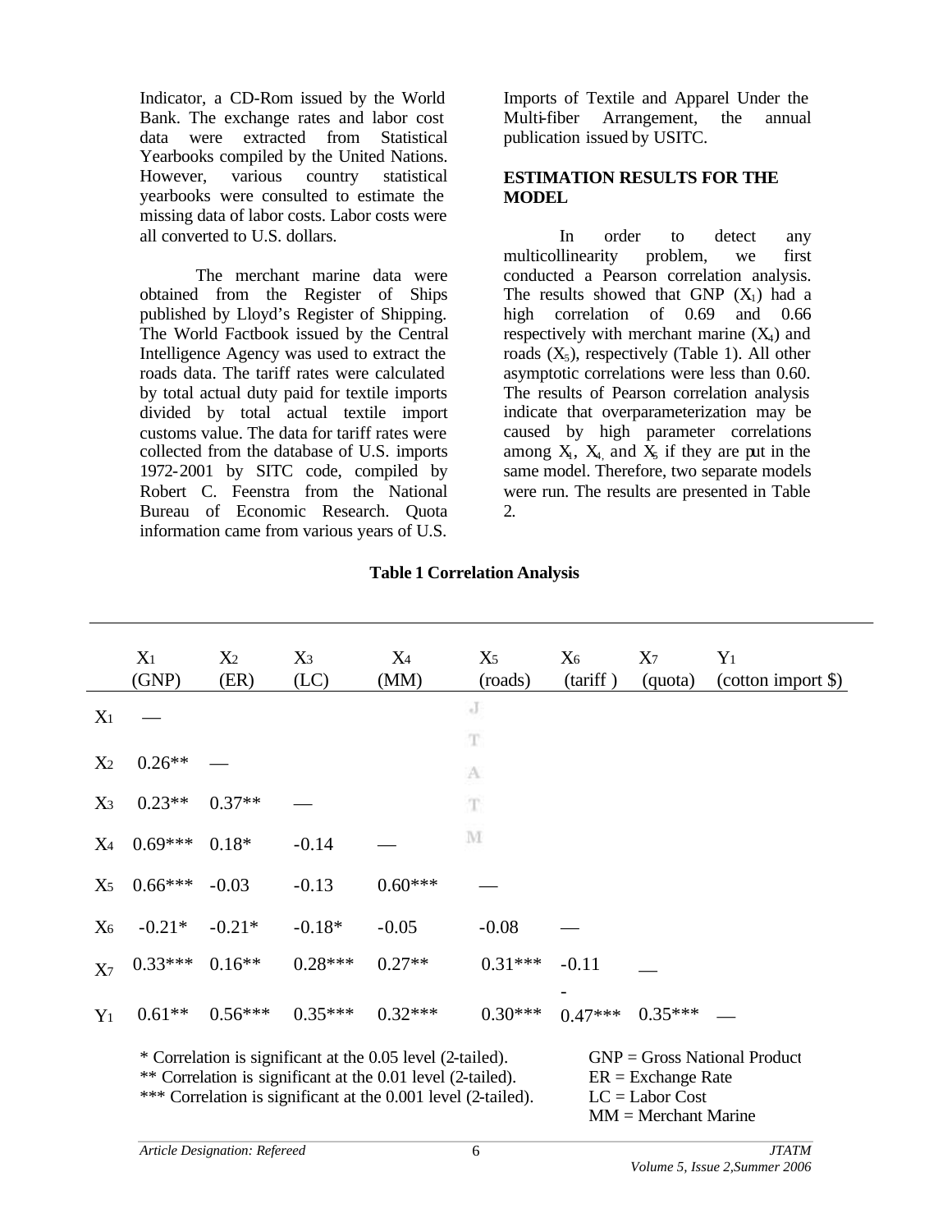Indicator, a CD-Rom issued by the World Bank. The exchange rates and labor cost data were extracted from Statistical Yearbooks compiled by the United Nations. However, various country statistical yearbooks were consulted to estimate the missing data of labor costs. Labor costs were all converted to U.S. dollars.

The merchant marine data were obtained from the Register of Ships published by Lloyd's Register of Shipping. The World Factbook issued by the Central Intelligence Agency was used to extract the roads data. The tariff rates were calculated by total actual duty paid for textile imports divided by total actual textile import customs value. The data for tariff rates were collected from the database of U.S. imports 1972-2001 by SITC code, compiled by Robert C. Feenstra from the National Bureau of Economic Research. Quota information came from various years of U.S. Imports of Textile and Apparel Under the Multi-fiber Arrangement, the annual publication issued by USITC.

## ESTIMATION RESULTS FOR THE MODEL

In order to detect any multicollinearity problem, we first conducted a Pearson correlation analysis. The results showed that GNP ($X_1$) had a high correlation of 0.69 and 0.66 respectively with merchant marine ($X_4$) and roads ($X_5$), respectively (Table 1). All other asymptotic correlations were less than 0.60. The results of Pearson correlation analysis indicate that overparameterization may be caused by high parameter correlations among $X_1$, $X_4$, and $X_5$ if they are put in the same model. Therefore, two separate models were run. The results are presented in Table 2.

**Table 1 Correlation Analysis**

| | $X_1$ (GNP) | $X_2$ (ER) | $X_3$ (LC) | $X_4$ (MM) | $X_5$ (roads) | $X_6$ (tariff ) | $X_7$ (quota) | $Y_1$ (cotton import $) |
|---|---|---|---|---|---|---|---|---|
| $X_1$ | — | | | | | | | |
| $X_2$ | 0.26** | — | | | | | | |
| $X_3$ | 0.23** | 0.37** | — | | | | | |
| $X_4$ | 0.69*** | 0.18* | -0.14 | — | | | | |
| $X_5$ | 0.66*** | -0.03 | -0.13 | 0.60*** | — | | | |
| $X_6$ | -0.21* | -0.21* | -0.18* | -0.05 | -0.08 | — | | |
| $X_7$ | 0.33*** | 0.16** | 0.28*** | 0.27** | 0.31*** | -0.11 | — | |
| $Y_1$ | 0.61** | 0.56*** | 0.35*** | 0.32*** | 0.30*** | -0.47*** | 0.35*** | — |

\* Correlation is significant at the 0.05 level (2-tailed).
** Correlation is significant at the 0.01 level (2-tailed).
*** Correlation is significant at the 0.001 level (2-tailed).

GNP = Gross National Product
ER = Exchange Rate
LC = Labor Cost
MM = Merchant Marine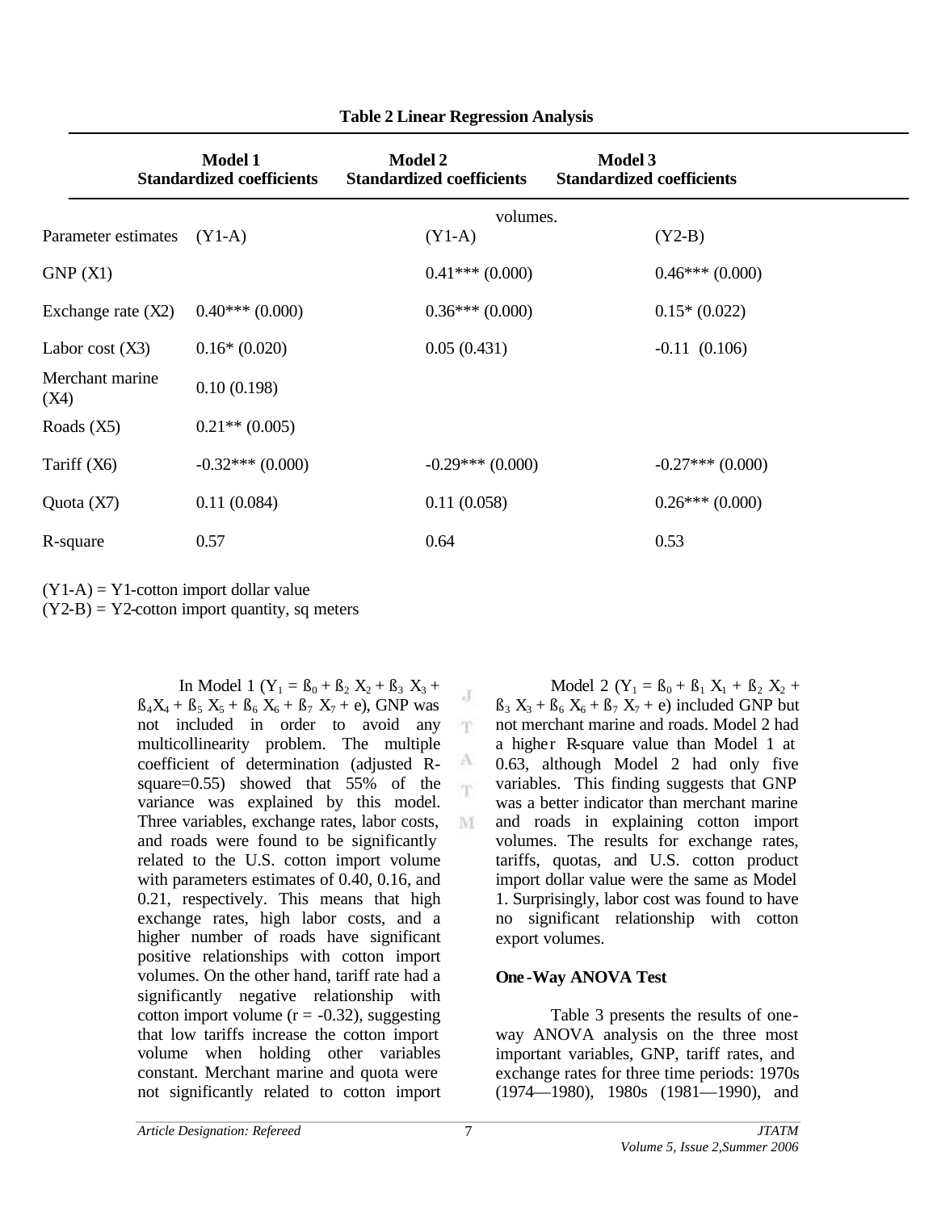**Table 2 Linear Regression Analysis**

| | Model 1 Standardized coefficients | Model 2 Standardized coefficients | Model 3 Standardized coefficients |
|---|---|---|---|
| Parameter estimates | (Y1-A) | (Y1-A) | (Y2-B) |
| GNP (X1) | | 0.41*** (0.000) | 0.46*** (0.000) |
| Exchange rate (X2) | 0.40*** (0.000) | 0.36*** (0.000) | 0.15* (0.022) |
| Labor cost (X3) | 0.16* (0.020) | 0.05 (0.431) | -0.11 (0.106) |
| Merchant marine (X4) | 0.10 (0.198) | | |
| Roads (X5) | 0.21** (0.005) | | |
| Tariff (X6) | -0.32*** (0.000) | -0.29*** (0.000) | -0.27*** (0.000) |
| Quota (X7) | 0.11 (0.084) | 0.11 (0.058) | 0.26*** (0.000) |
| R-square | 0.57 | 0.64 | 0.53 |

(Y1-A) = Y1-cotton import dollar value
(Y2-B) = Y2-cotton import quantity, sq meters

In Model 1 ($Y_1 = ß_0 + ß_2 X_2 + ß_3 X_3 + ß_4 X_4 + ß_5 X_5 + ß_6 X_6 + ß_7 X_7 + e$), GNP was not included in order to avoid any multicollinearity problem. The multiple coefficient of determination (adjusted R-square=0.55) showed that 55% of the variance was explained by this model. Three variables, exchange rates, labor costs, and roads were found to be significantly related to the U.S. cotton import volume with parameters estimates of 0.40, 0.16, and 0.21, respectively. This means that high exchange rates, high labor costs, and a higher number of roads have significant positive relationships with cotton import volumes. On the other hand, tariff rate had a significantly negative relationship with cotton import volume ($r = -0.32$), suggesting that low tariffs increase the cotton import volume when holding other variables constant. Merchant marine and quota were not significantly related to cotton import volumes.

Model 2 ($Y_1 = ß_0 + ß_1 X_1 + ß_2 X_2 + ß_3 X_3 + ß_6 X_6 + ß_7 X_7 + e$) included GNP but not merchant marine and roads. Model 2 had a higher R-square value than Model 1 at 0.63, although Model 2 had only five variables. This finding suggests that GNP was a better indicator than merchant marine and roads in explaining cotton import volumes. The results for exchange rates, tariffs, quotas, and U.S. cotton product import dollar value were the same as Model 1. Surprisingly, labor cost was found to have no significant relationship with cotton export volumes.

**One-Way ANOVA Test**

Table 3 presents the results of one-way ANOVA analysis on the three most important variables, GNP, tariff rates, and exchange rates for three time periods: 1970s (1974—1980), 1980s (1981—1990), and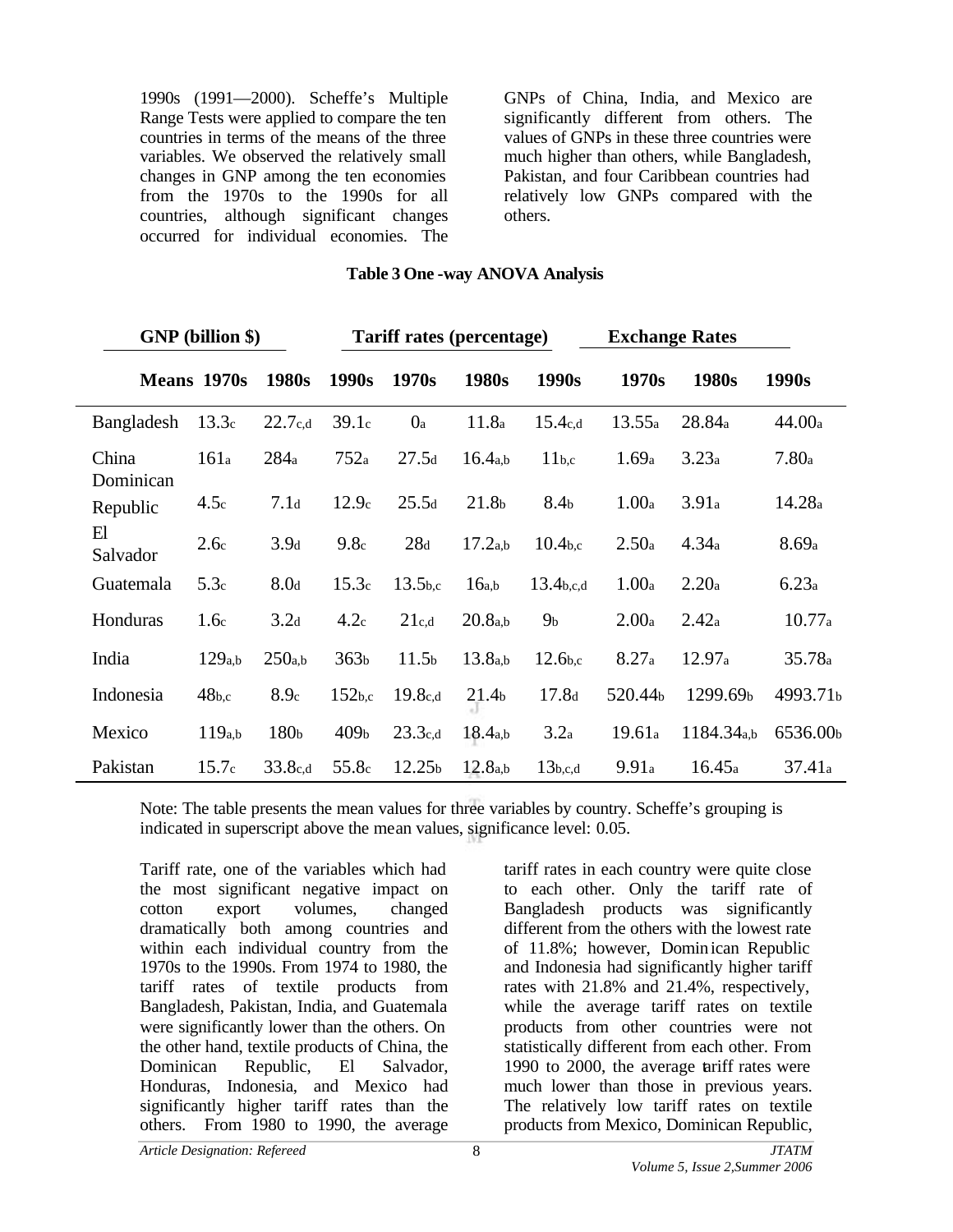1990s (1991—2000). Scheffe's Multiple Range Tests were applied to compare the ten countries in terms of the means of the three variables. We observed the relatively small changes in GNP among the ten economies from the 1970s to the 1990s for all countries, although significant changes occurred for individual economies. The GNPs of China, India, and Mexico are significantly different from others. The values of GNPs in these three countries were much higher than others, while Bangladesh, Pakistan, and four Caribbean countries had relatively low GNPs compared with the others.

**Table 3 One -way ANOVA Analysis**

| | GNP (billion $) | | | Tariff rates (percentage) | | | Exchange Rates | | |
|---|---|---|---|---|---|---|---|---|---|
| **Means** | **1970s** | **1980s** | **1990s** | **1970s** | **1980s** | **1990s** | **1970s** | **1980s** | **1990s** |
| Bangladesh | 13.3$_{c}$ | 22.7$_{c,d}$ | 39.1$_{c}$ | 0$_{a}$ | 11.8$_{a}$ | 15.4$_{c,d}$ | 13.55$_{a}$ | 28.84$_{a}$ | 44.00$_{a}$ |
| China | 161$_{a}$ | 284$_{a}$ | 752$_{a}$ | 27.5$_{d}$ | 16.4$_{a,b}$ | 11$_{b,c}$ | 1.69$_{a}$ | 3.23$_{a}$ | 7.80$_{a}$ |
| Dominican Republic | 4.5$_{c}$ | 7.1$_{d}$ | 12.9$_{c}$ | 25.5$_{d}$ | 21.8$_{b}$ | 8.4$_{b}$ | 1.00$_{a}$ | 3.91$_{a}$ | 14.28$_{a}$ |
| El Salvador | 2.6$_{c}$ | 3.9$_{d}$ | 9.8$_{c}$ | 28$_{d}$ | 17.2$_{a,b}$ | 10.4$_{b,c}$ | 2.50$_{a}$ | 4.34$_{a}$ | 8.69$_{a}$ |
| Guatemala | 5.3$_{c}$ | 8.0$_{d}$ | 15.3$_{c}$ | 13.5$_{b,c}$ | 16$_{a,b}$ | 13.4$_{b,c,d}$ | 1.00$_{a}$ | 2.20$_{a}$ | 6.23$_{a}$ |
| Honduras | 1.6$_{c}$ | 3.2$_{d}$ | 4.2$_{c}$ | 21$_{c,d}$ | 20.8$_{a,b}$ | 9$_{b}$ | 2.00$_{a}$ | 2.42$_{a}$ | 10.77$_{a}$ |
| India | 129$_{a,b}$ | 250$_{a,b}$ | 363$_{b}$ | 11.5$_{b}$ | 13.8$_{a,b}$ | 12.6$_{b,c}$ | 8.27$_{a}$ | 12.97$_{a}$ | 35.78$_{a}$ |
| Indonesia | 48$_{b,c}$ | 8.9$_{c}$ | 152$_{b,c}$ | 19.8$_{c,d}$ | 21.4$_{b}$ | 17.8$_{d}$ | 520.44$_{b}$ | 1299.69$_{b}$ | 4993.71$_{b}$ |
| Mexico | 119$_{a,b}$ | 180$_{b}$ | 409$_{b}$ | 23.3$_{c,d}$ | 18.4$_{a,b}$ | 3.2$_{a}$ | 19.61$_{a}$ | 1184.34$_{a,b}$ | 6536.00$_{b}$ |
| Pakistan | 15.7$_{c}$ | 33.8$_{c,d}$ | 55.8$_{c}$ | 12.25$_{b}$ | 12.8$_{a,b}$ | 13$_{b,c,d}$ | 9.91$_{a}$ | 16.45$_{a}$ | 37.41$_{a}$ |

Note: The table presents the mean values for three variables by country. Scheffe's grouping is indicated in superscript above the mean values, significance level: 0.05.

Tariff rate, one of the variables which had the most significant negative impact on cotton export volumes, changed dramatically both among countries and within each individual country from the 1970s to the 1990s. From 1974 to 1980, the tariff rates of textile products from Bangladesh, Pakistan, India, and Guatemala were significantly lower than the others. On the other hand, textile products of China, the Dominican Republic, El Salvador, Honduras, Indonesia, and Mexico had significantly higher tariff rates than the others. From 1980 to 1990, the average tariff rates in each country were quite close to each other. Only the tariff rate of Bangladesh products was significantly different from the others with the lowest rate of 11.8%; however, Dominican Republic and Indonesia had significantly higher tariff rates with 21.8% and 21.4%, respectively, while the average tariff rates on textile products from other countries were not statistically different from each other. From 1990 to 2000, the average tariff rates were much lower than those in previous years. The relatively low tariff rates on textile products from Mexico, Dominican Republic,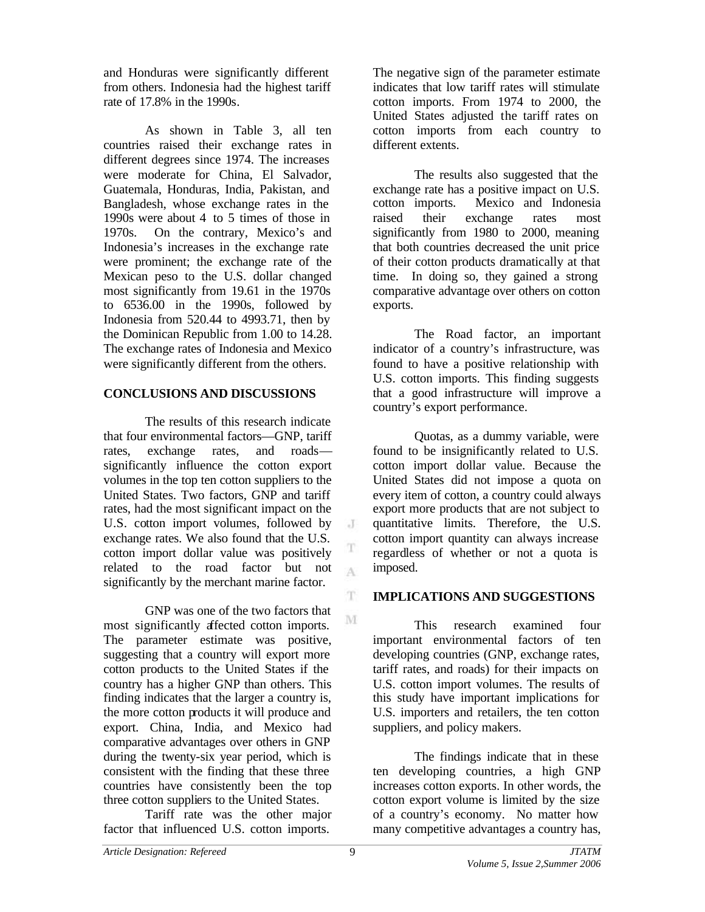and Honduras were significantly different from others. Indonesia had the highest tariff rate of 17.8% in the 1990s.

As shown in Table 3, all ten countries raised their exchange rates in different degrees since 1974. The increases were moderate for China, El Salvador, Guatemala, Honduras, India, Pakistan, and Bangladesh, whose exchange rates in the 1990s were about 4 to 5 times of those in 1970s. On the contrary, Mexico's and Indonesia's increases in the exchange rate were prominent; the exchange rate of the Mexican peso to the U.S. dollar changed most significantly from 19.61 in the 1970s to 6536.00 in the 1990s, followed by Indonesia from 520.44 to 4993.71, then by the Dominican Republic from 1.00 to 14.28. The exchange rates of Indonesia and Mexico were significantly different from the others.

## CONCLUSIONS AND DISCUSSIONS

The results of this research indicate that four environmental factors—GNP, tariff rates, exchange rates, and roads—significantly influence the cotton export volumes in the top ten cotton suppliers to the United States. Two factors, GNP and tariff rates, had the most significant impact on the U.S. cotton import volumes, followed by exchange rates. We also found that the U.S. cotton import dollar value was positively related to the road factor but not significantly by the merchant marine factor.

GNP was one of the two factors that most significantly affected cotton imports. The parameter estimate was positive, suggesting that a country will export more cotton products to the United States if the country has a higher GNP than others. This finding indicates that the larger a country is, the more cotton products it will produce and export. China, India, and Mexico had comparative advantages over others in GNP during the twenty-six year period, which is consistent with the finding that these three countries have consistently been the top three cotton suppliers to the United States.

Tariff rate was the other major factor that influenced U.S. cotton imports. The negative sign of the parameter estimate indicates that low tariff rates will stimulate cotton imports. From 1974 to 2000, the United States adjusted the tariff rates on cotton imports from each country to different extents.

The results also suggested that the exchange rate has a positive impact on U.S. cotton imports. Mexico and Indonesia raised their exchange rates most significantly from 1980 to 2000, meaning that both countries decreased the unit price of their cotton products dramatically at that time. In doing so, they gained a strong comparative advantage over others on cotton exports.

The Road factor, an important indicator of a country's infrastructure, was found to have a positive relationship with U.S. cotton imports. This finding suggests that a good infrastructure will improve a country's export performance.

Quotas, as a dummy variable, were found to be insignificantly related to U.S. cotton import dollar value. Because the United States did not impose a quota on every item of cotton, a country could always export more products that are not subject to quantitative limits. Therefore, the U.S. cotton import quantity can always increase regardless of whether or not a quota is imposed.

## IMPLICATIONS AND SUGGESTIONS

This research examined four important environmental factors of ten developing countries (GNP, exchange rates, tariff rates, and roads) for their impacts on U.S. cotton import volumes. The results of this study have important implications for U.S. importers and retailers, the ten cotton suppliers, and policy makers.

The findings indicate that in these ten developing countries, a high GNP increases cotton exports. In other words, the cotton export volume is limited by the size of a country's economy. No matter how many competitive advantages a country has,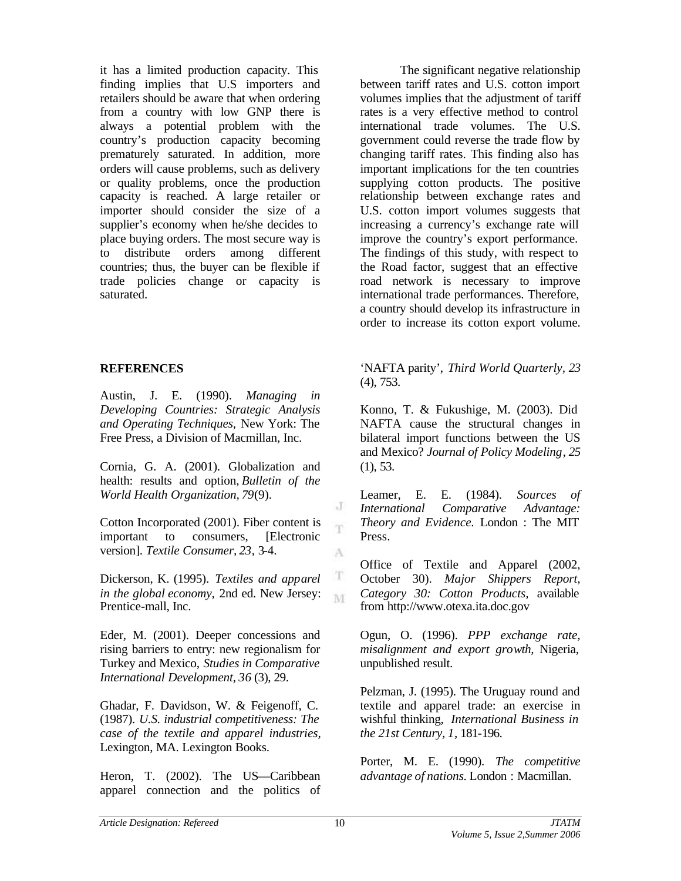it has a limited production capacity. This finding implies that U.S importers and retailers should be aware that when ordering from a country with low GNP there is always a potential problem with the country's production capacity becoming prematurely saturated. In addition, more orders will cause problems, such as delivery or quality problems, once the production capacity is reached. A large retailer or importer should consider the size of a supplier's economy when he/she decides to place buying orders. The most secure way is to distribute orders among different countries; thus, the buyer can be flexible if trade policies change or capacity is saturated.

The significant negative relationship between tariff rates and U.S. cotton import volumes implies that the adjustment of tariff rates is a very effective method to control international trade volumes. The U.S. government could reverse the trade flow by changing tariff rates. This finding also has important implications for the ten countries supplying cotton products. The positive relationship between exchange rates and U.S. cotton import volumes suggests that increasing a currency's exchange rate will improve the country's export performance. The findings of this study, with respect to the Road factor, suggest that an effective road network is necessary to improve international trade performances. Therefore, a country should develop its infrastructure in order to increase its cotton export volume.

## REFERENCES

Austin, J. E. (1990). *Managing in Developing Countries: Strategic Analysis and Operating Techniques,* New York: The Free Press, a Division of Macmillan, Inc.

Cornia, G. A. (2001). Globalization and health: results and option, *Bulletin of the World Health Organization, 79*(9).

Cotton Incorporated (2001). Fiber content is important to consumers, [Electronic version]. *Textile Consumer, 23*, 3-4.

Dickerson, K. (1995). *Textiles and apparel in the global economy,* 2nd ed. New Jersey: Prentice-mall, Inc.

Eder, M. (2001). Deeper concessions and rising barriers to entry: new regionalism for Turkey and Mexico, *Studies in Comparative International Development, 36* (3), 29.

Ghadar, F. Davidson, W. & Feigenoff, C. (1987). *U.S. industrial competitiveness: The case of the textile and apparel industries,* Lexington, MA. Lexington Books.

Heron, T. (2002). The US—Caribbean apparel connection and the politics of 'NAFTA parity', *Third World Quarterly, 23* (4), 753.

Konno, T. & Fukushige, M. (2003). Did NAFTA cause the structural changes in bilateral import functions between the US and Mexico? *Journal of Policy Modeling, 25* (1), 53.

Leamer, E. E. (1984). *Sources of International Comparative Advantage: Theory and Evidence.* London : The MIT Press.

Office of Textile and Apparel (2002, October 30). *Major Shippers Report, Category 30: Cotton Products,* available from http://www.otexa.ita.doc.gov

Ogun, O. (1996). *PPP exchange rate, misalignment and export growth,* Nigeria, unpublished result.

Pelzman, J. (1995). The Uruguay round and textile and apparel trade: an exercise in wishful thinking, *International Business in the 21st Century, 1*, 181-196.

Porter, M. E. (1990). *The competitive advantage of nations.* London : Macmillan.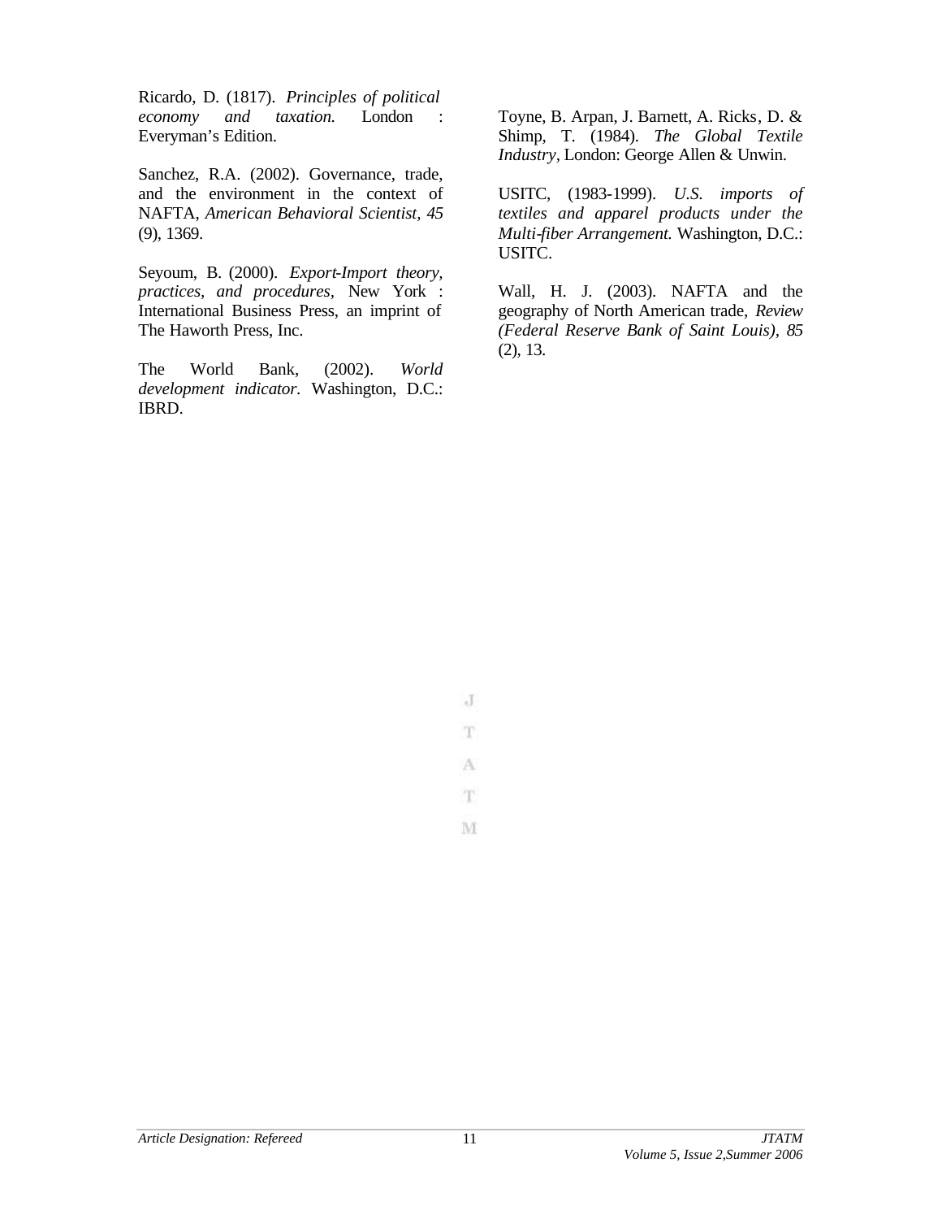Ricardo, D. (1817). *Principles of political economy and taxation.* London : Everyman's Edition.

Sanchez, R.A. (2002). Governance, trade, and the environment in the context of NAFTA, *American Behavioral Scientist, 45* (9), 1369.

Seyoum, B. (2000). *Export-Import theory, practices, and procedures,* New York : International Business Press, an imprint of The Haworth Press, Inc.

The World Bank, (2002). *World development indicator.* Washington, D.C.: IBRD.

Toyne, B. Arpan, J. Barnett, A. Ricks, D. & Shimp, T. (1984). *The Global Textile Industry,* London: George Allen & Unwin.

USITC, (1983-1999). *U.S. imports of textiles and apparel products under the Multi-fiber Arrangement.* Washington, D.C.: USITC.

Wall, H. J. (2003). NAFTA and the geography of North American trade, *Review (Federal Reserve Bank of Saint Louis), 85* (2), 13.